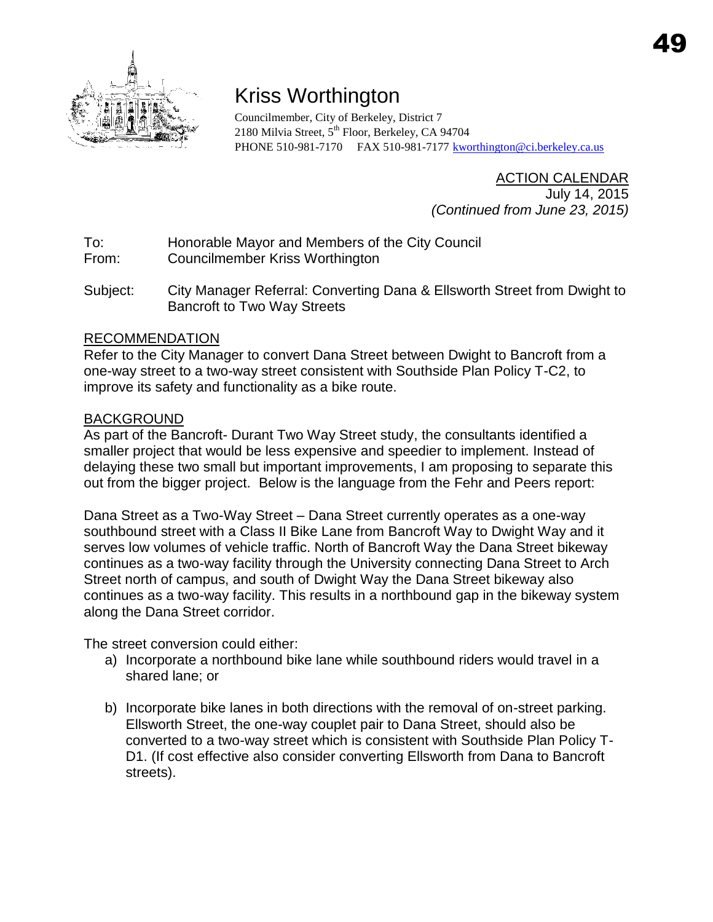# Kriss Worthington

Councilmember, City of Berkeley, District 7
2180 Milvia Street, 5th Floor, Berkeley, CA 94704
PHONE 510-981-7170 FAX 510-981-7177 kworthington@ci.berkeley.ca.us

ACTION CALENDAR
July 14, 2015
*(Continued from June 23, 2015)*

To: Honorable Mayor and Members of the City Council
From: Councilmember Kriss Worthington

Subject: City Manager Referral: Converting Dana & Ellsworth Street from Dwight to Bancroft to Two Way Streets

## RECOMMENDATION

Refer to the City Manager to convert Dana Street between Dwight to Bancroft from a one-way street to a two-way street consistent with Southside Plan Policy T-C2, to improve its safety and functionality as a bike route.

## BACKGROUND

As part of the Bancroft- Durant Two Way Street study, the consultants identified a smaller project that would be less expensive and speedier to implement. Instead of delaying these two small but important improvements, I am proposing to separate this out from the bigger project. Below is the language from the Fehr and Peers report:

Dana Street as a Two-Way Street – Dana Street currently operates as a one-way southbound street with a Class II Bike Lane from Bancroft Way to Dwight Way and it serves low volumes of vehicle traffic. North of Bancroft Way the Dana Street bikeway continues as a two-way facility through the University connecting Dana Street to Arch Street north of campus, and south of Dwight Way the Dana Street bikeway also continues as a two-way facility. This results in a northbound gap in the bikeway system along the Dana Street corridor.

The street conversion could either:

a) Incorporate a northbound bike lane while southbound riders would travel in a shared lane; or

b) Incorporate bike lanes in both directions with the removal of on-street parking. Ellsworth Street, the one-way couplet pair to Dana Street, should also be converted to a two-way street which is consistent with Southside Plan Policy T-D1. (If cost effective also consider converting Ellsworth from Dana to Bancroft streets).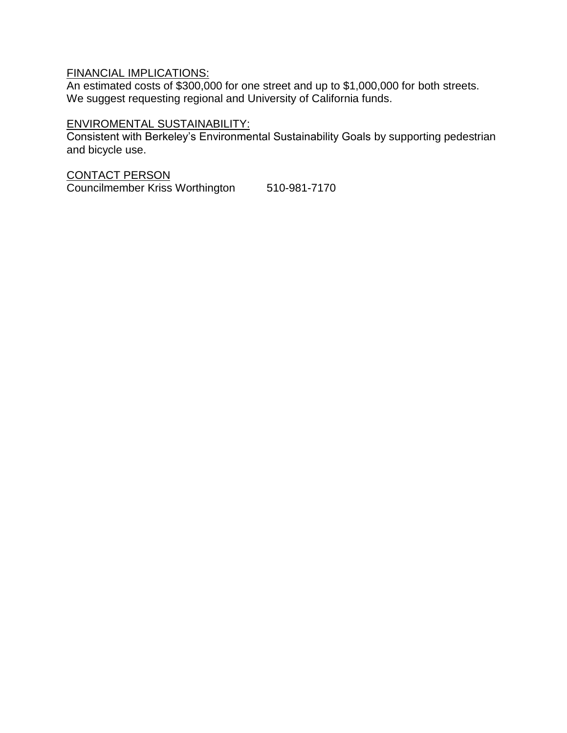FINANCIAL IMPLICATIONS:
An estimated costs of $300,000 for one street and up to $1,000,000 for both streets. We suggest requesting regional and University of California funds.

ENVIROMENTAL SUSTAINABILITY:
Consistent with Berkeley's Environmental Sustainability Goals by supporting pedestrian and bicycle use.

CONTACT PERSON
Councilmember Kriss Worthington 510-981-7170